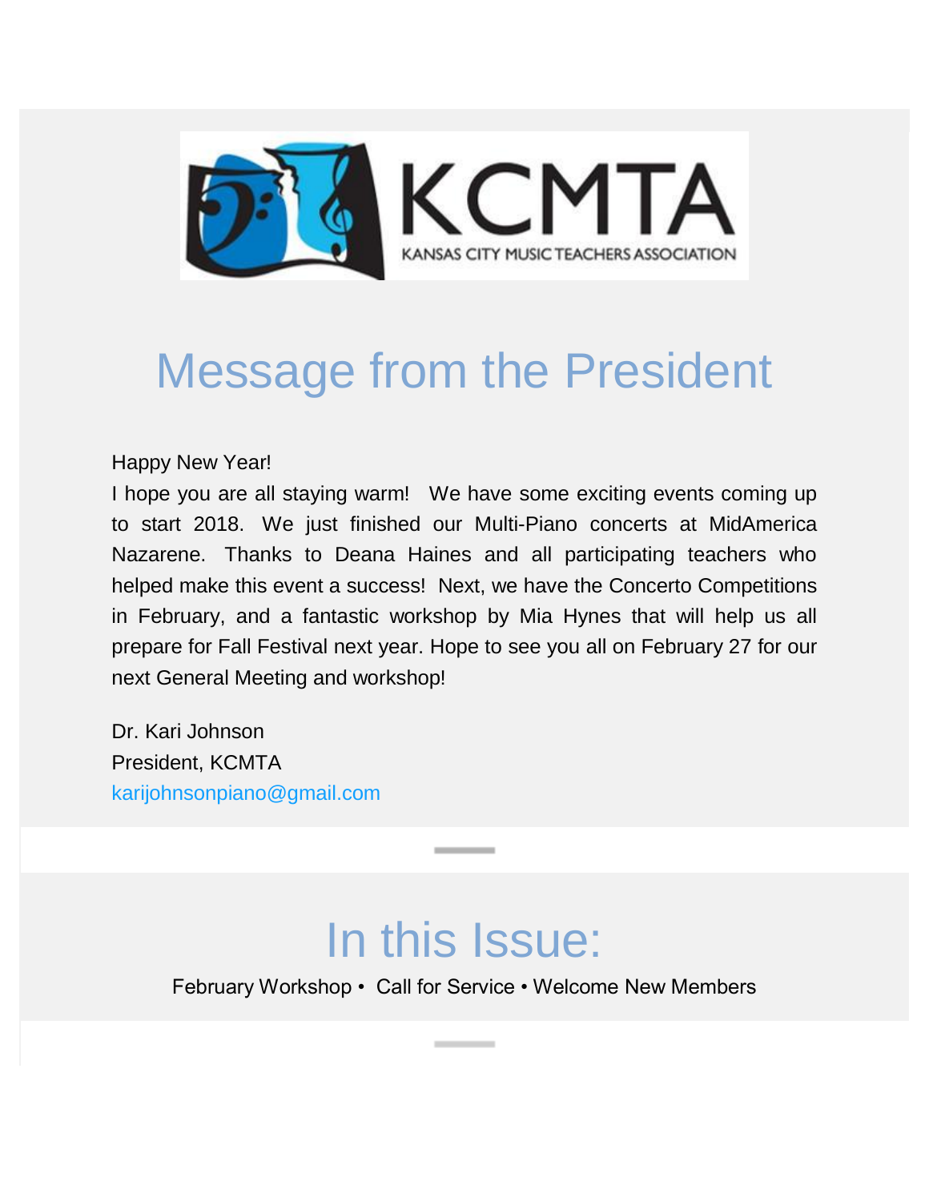KCMTA

KANSAS CITY MUSIC TEACHERS ASSOCIATION

# Message from the President

Happy New Year!

I hope you are all staying warm! We have some exciting events coming up to start 2018. We just finished our Multi-Piano concerts at MidAmerica Nazarene. Thanks to Deana Haines and all participating teachers who helped make this event a success! Next, we have the Concerto Competitions in February, and a fantastic workshop by Mia Hynes that will help us all prepare for Fall Festival next year. Hope to see you all on February 27 for our next General Meeting and workshop!

Dr. Kari Johnson
President, KCMTA
karijohnsonpiano@gmail.com

# In this Issue:

February Workshop • Call for Service • Welcome New Members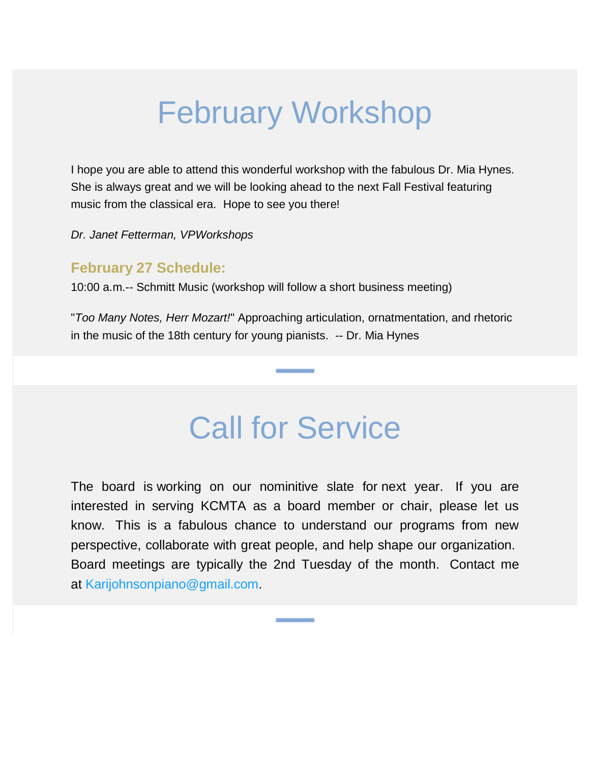# February Workshop

I hope you are able to attend this wonderful workshop with the fabulous Dr. Mia Hynes. She is always great and we will be looking ahead to the next Fall Festival featuring music from the classical era. Hope to see you there!

*Dr. Janet Fetterman, VPWorkshops*

### February 27 Schedule:

10:00 a.m.-- Schmitt Music (workshop will follow a short business meeting)

"*Too Many Notes, Herr Mozart!*" Approaching articulation, ornatmentation, and rhetoric in the music of the 18th century for young pianists. -- Dr. Mia Hynes

# Call for Service

The board is working on our nominitive slate for next year. If you are interested in serving KCMTA as a board member or chair, please let us know. This is a fabulous chance to understand our programs from new perspective, collaborate with great people, and help shape our organization. Board meetings are typically the 2nd Tuesday of the month. Contact me at Karijohnsonpiano@gmail.com.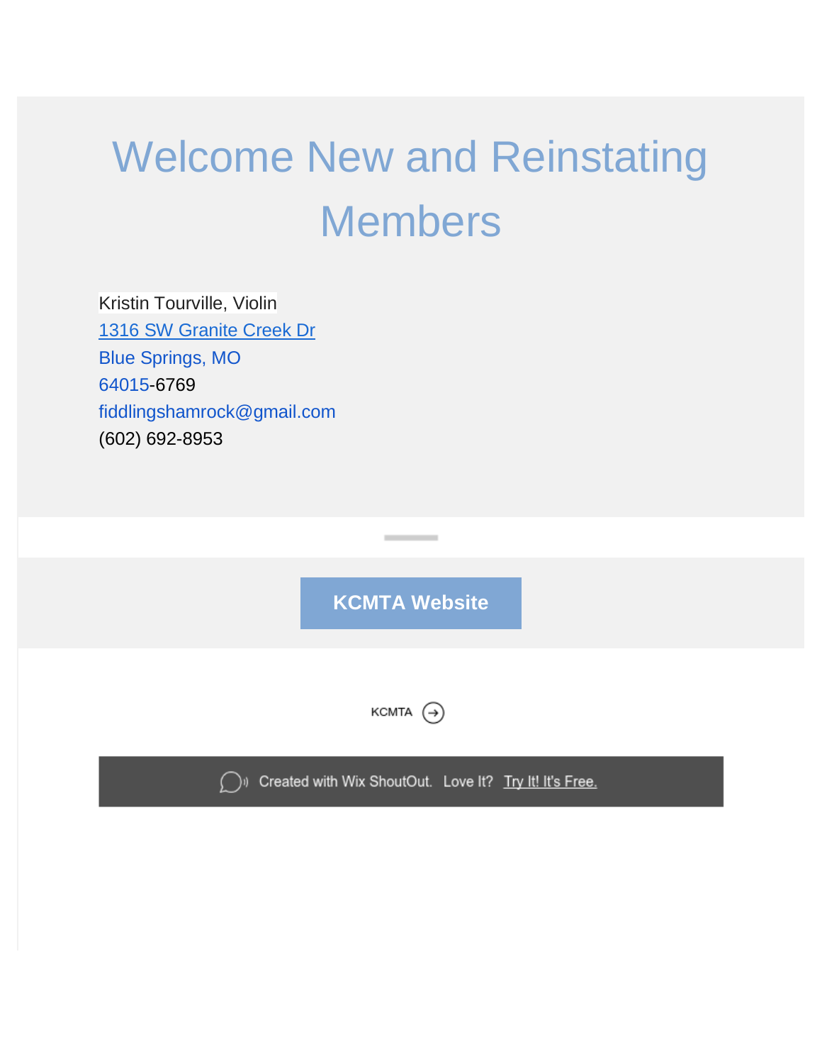# Welcome New and Reinstating Members

Kristin Tourville, Violin
1316 SW Granite Creek Dr
Blue Springs, MO
64015-6769
fiddlingshamrock@gmail.com
(602) 692-8953

KCMTA Website

KCMTA

Created with Wix ShoutOut. Love It? Try It! It's Free.